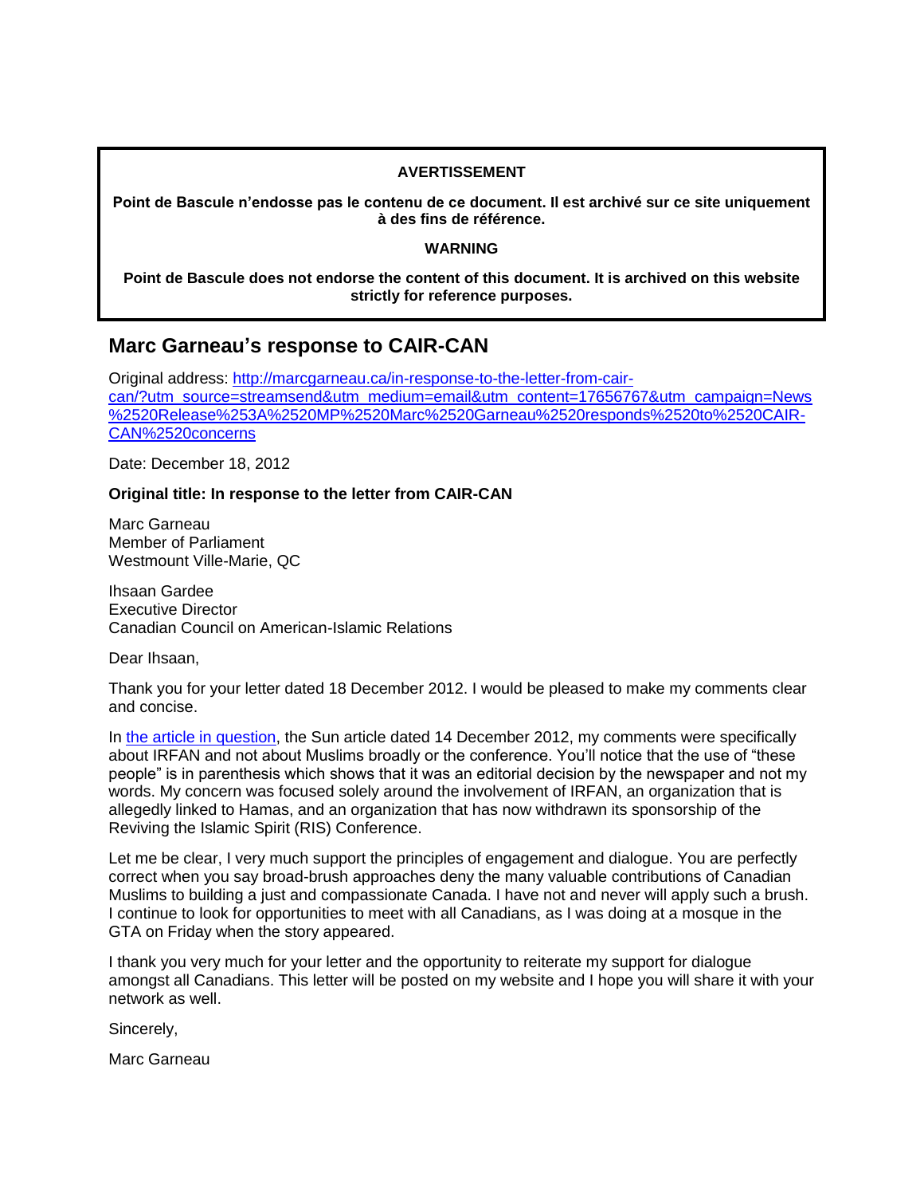**AVERTISSEMENT**

**Point de Bascule n'endosse pas le contenu de ce document. Il est archivé sur ce site uniquement à des fins de référence.**

**WARNING**

**Point de Bascule does not endorse the content of this document. It is archived on this website strictly for reference purposes.**

## Marc Garneau's response to CAIR-CAN

Original address: [http://marcgarneau.ca/in-response-to-the-letter-from-cair-can/?utm_source=streamsend&utm_medium=email&utm_content=17656767&utm_campaign=News%2520Release%253A%2520MP%2520Marc%2520Garneau%2520responds%2520to%2520CAIR-CAN%2520concerns](http://marcgarneau.ca/in-response-to-the-letter-from-cair-can/?utm_source=streamsend&utm_medium=email&utm_content=17656767&utm_campaign=News%2520Release%253A%2520MP%2520Marc%2520Garneau%2520responds%2520to%2520CAIR-CAN%2520concerns)

Date: December 18, 2012

**Original title: In response to the letter from CAIR-CAN**

Marc Garneau
Member of Parliament
Westmount Ville-Marie, QC

Ihsaan Gardee
Executive Director
Canadian Council on American-Islamic Relations

Dear Ihsaan,

Thank you for your letter dated 18 December 2012. I would be pleased to make my comments clear and concise.

In the article in question, the Sun article dated 14 December 2012, my comments were specifically about IRFAN and not about Muslims broadly or the conference. You'll notice that the use of "these people" is in parenthesis which shows that it was an editorial decision by the newspaper and not my words. My concern was focused solely around the involvement of IRFAN, an organization that is allegedly linked to Hamas, and an organization that has now withdrawn its sponsorship of the Reviving the Islamic Spirit (RIS) Conference.

Let me be clear, I very much support the principles of engagement and dialogue. You are perfectly correct when you say broad-brush approaches deny the many valuable contributions of Canadian Muslims to building a just and compassionate Canada. I have not and never will apply such a brush. I continue to look for opportunities to meet with all Canadians, as I was doing at a mosque in the GTA on Friday when the story appeared.

I thank you very much for your letter and the opportunity to reiterate my support for dialogue amongst all Canadians. This letter will be posted on my website and I hope you will share it with your network as well.

Sincerely,

Marc Garneau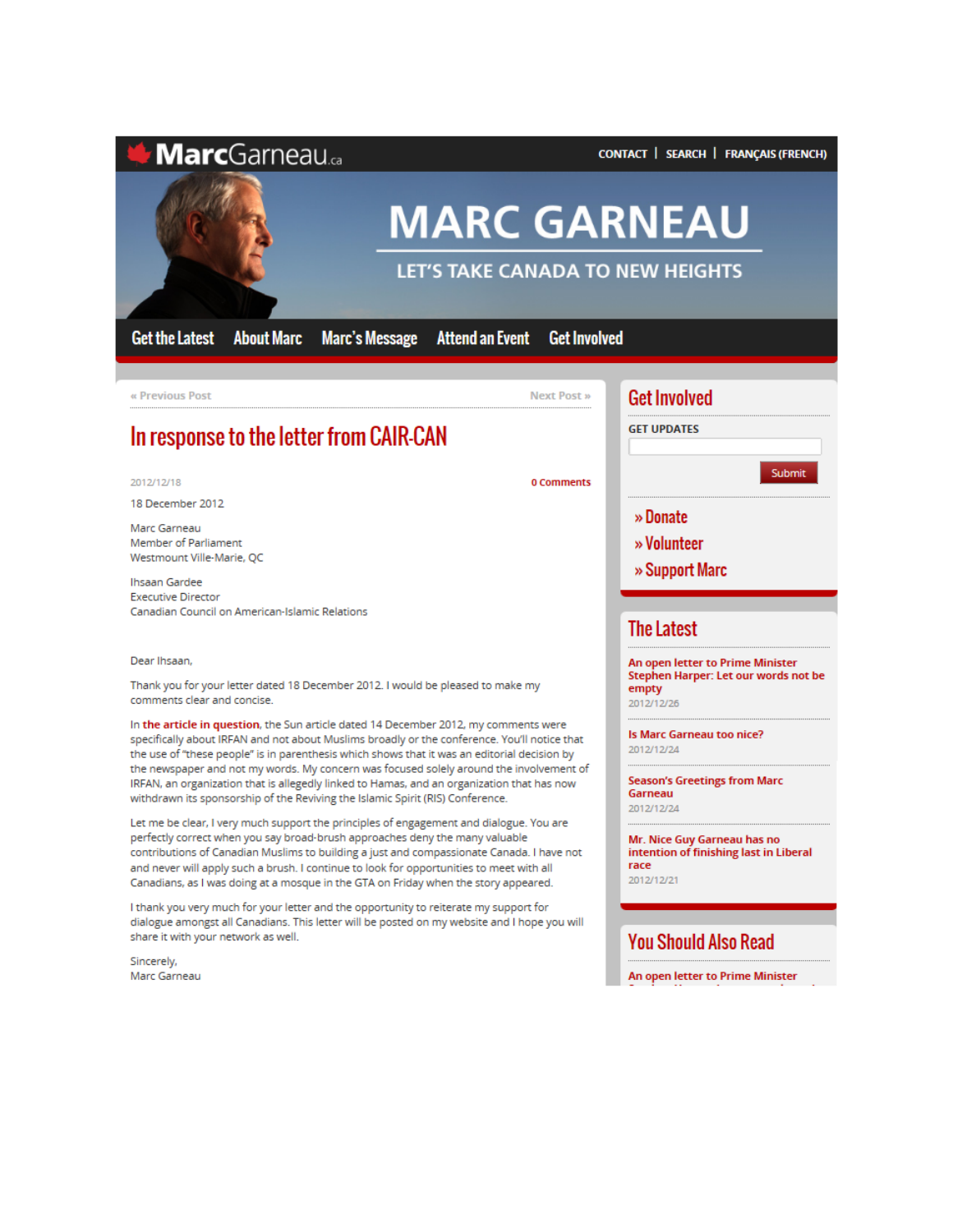**MarcGarneau**.ca

CONTACT | SEARCH | FRANÇAIS (FRENCH)

# MARC GARNEAU

LET'S TAKE CANADA TO NEW HEIGHTS

Get the Latest | About Marc | Marc's Message | Attend an Event | Get Involved

« Previous Post | Next Post »

## In response to the letter from CAIR-CAN

2012/12/18 — 0 Comments

18 December 2012

Marc Garneau
Member of Parliament
Westmount Ville-Marie, QC

Ihsaan Gardee
Executive Director
Canadian Council on American-Islamic Relations

Dear Ihsaan,

Thank you for your letter dated 18 December 2012. I would be pleased to make my comments clear and concise.

In **the article in question**, the Sun article dated 14 December 2012, my comments were specifically about IRFAN and not about Muslims broadly or the conference. You'll notice that the use of "these people" is in parenthesis which shows that it was an editorial decision by the newspaper and not my words. My concern was focused solely around the involvement of IRFAN, an organization that is allegedly linked to Hamas, and an organization that has now withdrawn its sponsorship of the Reviving the Islamic Spirit (RIS) Conference.

Let me be clear, I very much support the principles of engagement and dialogue. You are perfectly correct when you say broad-brush approaches deny the many valuable contributions of Canadian Muslims to building a just and compassionate Canada. I have not and never will apply such a brush. I continue to look for opportunities to meet with all Canadians, as I was doing at a mosque in the GTA on Friday when the story appeared.

I thank you very much for your letter and the opportunity to reiterate my support for dialogue amongst all Canadians. This letter will be posted on my website and I hope you will share it with your network as well.

Sincerely,
Marc Garneau

## Get Involved

GET UPDATES

Submit

» Donate
» Volunteer
» Support Marc

## The Latest

**An open letter to Prime Minister Stephen Harper: Let our words not be empty**
2012/12/26

**Is Marc Garneau too nice?**
2012/12/24

**Season's Greetings from Marc Garneau**
2012/12/24

**Mr. Nice Guy Garneau has no intention of finishing last in Liberal race**
2012/12/21

## You Should Also Read

**An open letter to Prime Minister**